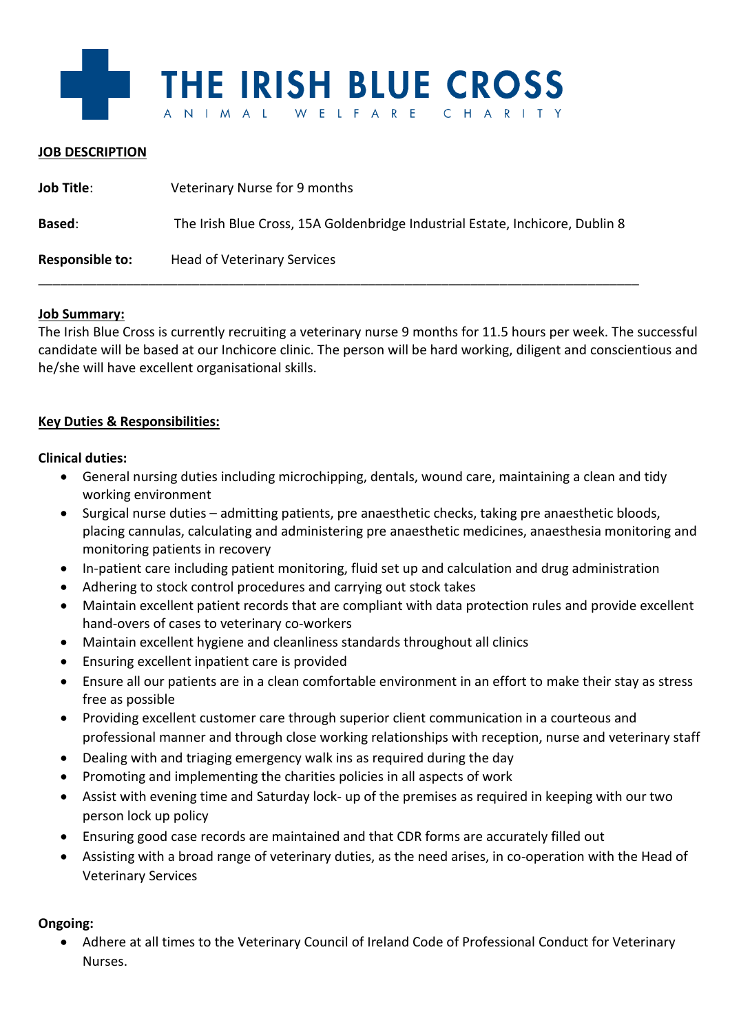# THE IRISH BLUE CROSS

ANIMAL WELFARE CHARITY

**JOB DESCRIPTION**

**Job Title**: Veterinary Nurse for 9 months

**Based**: The Irish Blue Cross, 15A Goldenbridge Industrial Estate, Inchicore, Dublin 8

**Responsible to:** Head of Veterinary Services

---

**Job Summary:**

The Irish Blue Cross is currently recruiting a veterinary nurse 9 months for 11.5 hours per week. The successful candidate will be based at our Inchicore clinic. The person will be hard working, diligent and conscientious and he/she will have excellent organisational skills.

**Key Duties & Responsibilities:**

**Clinical duties:**

- General nursing duties including microchipping, dentals, wound care, maintaining a clean and tidy working environment
- Surgical nurse duties – admitting patients, pre anaesthetic checks, taking pre anaesthetic bloods, placing cannulas, calculating and administering pre anaesthetic medicines, anaesthesia monitoring and monitoring patients in recovery
- In-patient care including patient monitoring, fluid set up and calculation and drug administration
- Adhering to stock control procedures and carrying out stock takes
- Maintain excellent patient records that are compliant with data protection rules and provide excellent hand-overs of cases to veterinary co-workers
- Maintain excellent hygiene and cleanliness standards throughout all clinics
- Ensuring excellent inpatient care is provided
- Ensure all our patients are in a clean comfortable environment in an effort to make their stay as stress free as possible
- Providing excellent customer care through superior client communication in a courteous and professional manner and through close working relationships with reception, nurse and veterinary staff
- Dealing with and triaging emergency walk ins as required during the day
- Promoting and implementing the charities policies in all aspects of work
- Assist with evening time and Saturday lock- up of the premises as required in keeping with our two person lock up policy
- Ensuring good case records are maintained and that CDR forms are accurately filled out
- Assisting with a broad range of veterinary duties, as the need arises, in co-operation with the Head of Veterinary Services

**Ongoing:**

- Adhere at all times to the Veterinary Council of Ireland Code of Professional Conduct for Veterinary Nurses.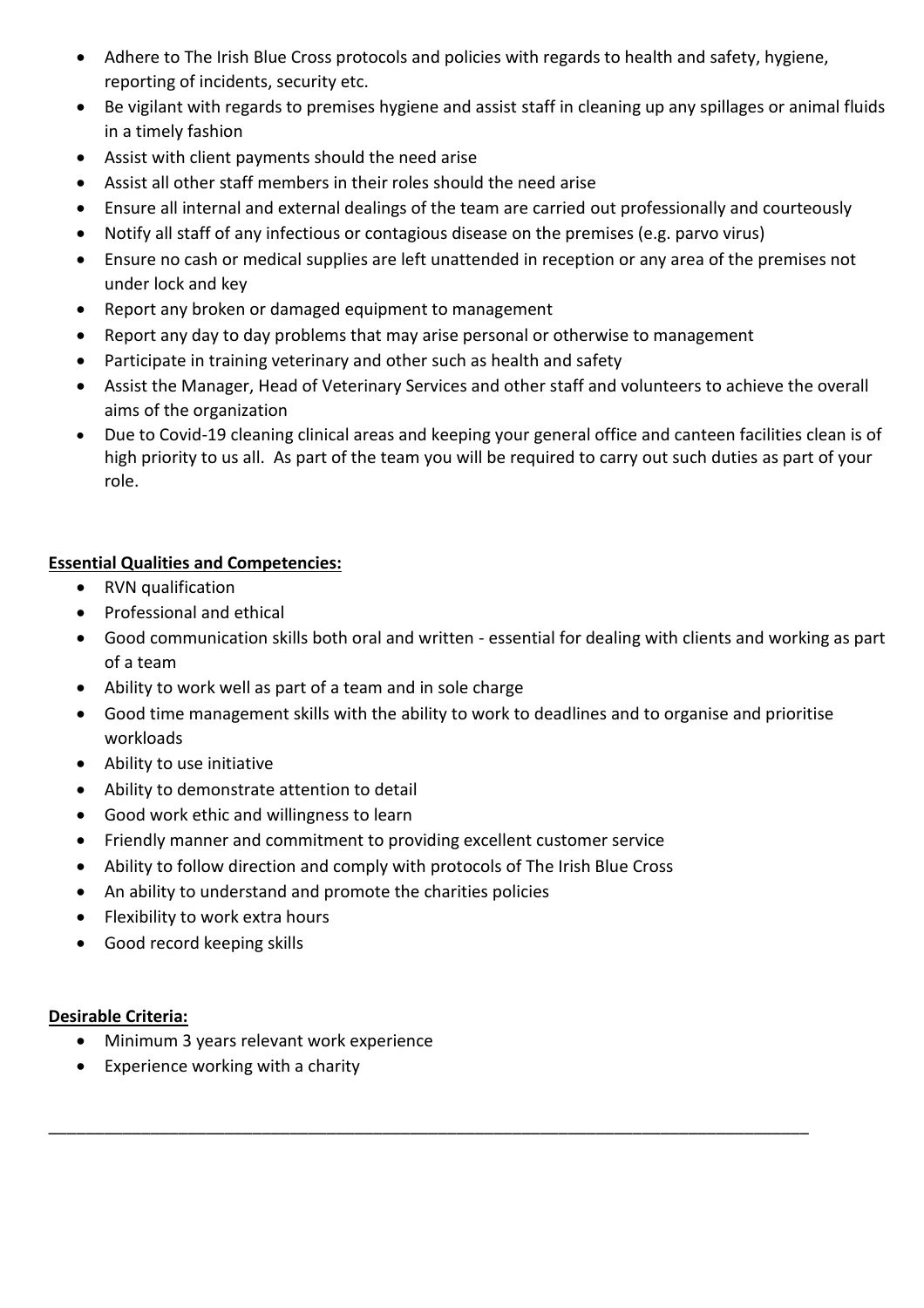- Adhere to The Irish Blue Cross protocols and policies with regards to health and safety, hygiene, reporting of incidents, security etc.
- Be vigilant with regards to premises hygiene and assist staff in cleaning up any spillages or animal fluids in a timely fashion
- Assist with client payments should the need arise
- Assist all other staff members in their roles should the need arise
- Ensure all internal and external dealings of the team are carried out professionally and courteously
- Notify all staff of any infectious or contagious disease on the premises (e.g. parvo virus)
- Ensure no cash or medical supplies are left unattended in reception or any area of the premises not under lock and key
- Report any broken or damaged equipment to management
- Report any day to day problems that may arise personal or otherwise to management
- Participate in training veterinary and other such as health and safety
- Assist the Manager, Head of Veterinary Services and other staff and volunteers to achieve the overall aims of the organization
- Due to Covid-19 cleaning clinical areas and keeping your general office and canteen facilities clean is of high priority to us all. As part of the team you will be required to carry out such duties as part of your role.

**Essential Qualities and Competencies:**

- RVN qualification
- Professional and ethical
- Good communication skills both oral and written - essential for dealing with clients and working as part of a team
- Ability to work well as part of a team and in sole charge
- Good time management skills with the ability to work to deadlines and to organise and prioritise workloads
- Ability to use initiative
- Ability to demonstrate attention to detail
- Good work ethic and willingness to learn
- Friendly manner and commitment to providing excellent customer service
- Ability to follow direction and comply with protocols of The Irish Blue Cross
- An ability to understand and promote the charities policies
- Flexibility to work extra hours
- Good record keeping skills

**Desirable Criteria:**

- Minimum 3 years relevant work experience
- Experience working with a charity

---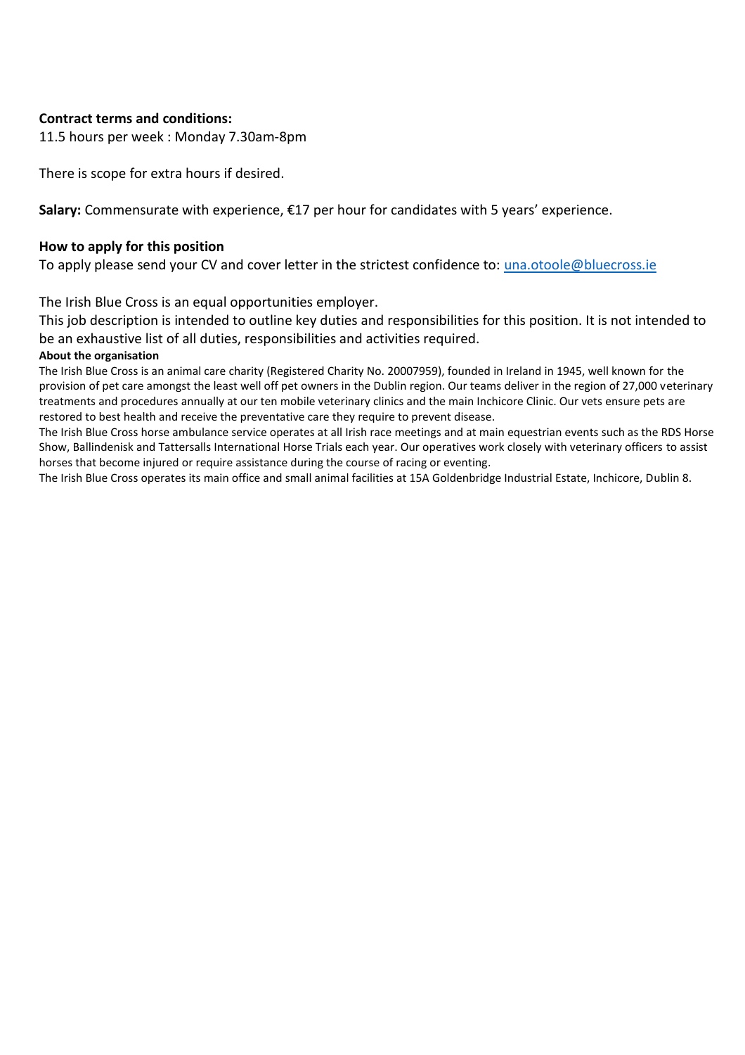**Contract terms and conditions:**
11.5 hours per week : Monday 7.30am-8pm

There is scope for extra hours if desired.

**Salary:** Commensurate with experience, €17 per hour for candidates with 5 years' experience.

**How to apply for this position**
To apply please send your CV and cover letter in the strictest confidence to: una.otoole@bluecross.ie

The Irish Blue Cross is an equal opportunities employer.
This job description is intended to outline key duties and responsibilities for this position. It is not intended to be an exhaustive list of all duties, responsibilities and activities required.

**About the organisation**
The Irish Blue Cross is an animal care charity (Registered Charity No. 20007959), founded in Ireland in 1945, well known for the provision of pet care amongst the least well off pet owners in the Dublin region. Our teams deliver in the region of 27,000 veterinary treatments and procedures annually at our ten mobile veterinary clinics and the main Inchicore Clinic. Our vets ensure pets are restored to best health and receive the preventative care they require to prevent disease.
The Irish Blue Cross horse ambulance service operates at all Irish race meetings and at main equestrian events such as the RDS Horse Show, Ballindenisk and Tattersalls International Horse Trials each year. Our operatives work closely with veterinary officers to assist horses that become injured or require assistance during the course of racing or eventing.
The Irish Blue Cross operates its main office and small animal facilities at 15A Goldenbridge Industrial Estate, Inchicore, Dublin 8.